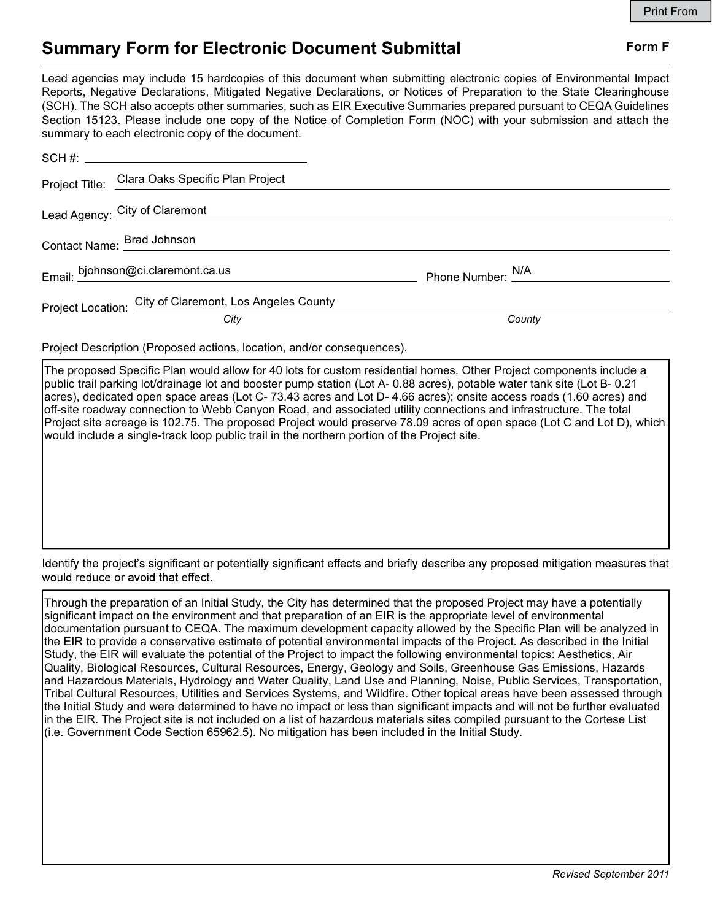Print From

# Summary Form for Electronic Document Submittal

**Form F**

Lead agencies may include 15 hardcopies of this document when submitting electronic copies of Environmental Impact Reports, Negative Declarations, Mitigated Negative Declarations, or Notices of Preparation to the State Clearinghouse (SCH). The SCH also accepts other summaries, such as EIR Executive Summaries prepared pursuant to CEQA Guidelines Section 15123. Please include one copy of the Notice of Completion Form (NOC) with your submission and attach the summary to each electronic copy of the document.

SCH #: 

Project Title: Clara Oaks Specific Plan Project

Lead Agency: City of Claremont

Contact Name: Brad Johnson

Email: bjohnson@ci.claremont.ca.us  Phone Number: N/A

Project Location: City of Claremont, Los Angeles County

*City* *County*

Project Description (Proposed actions, location, and/or consequences).

The proposed Specific Plan would allow for 40 lots for custom residential homes. Other Project components include a public trail parking lot/drainage lot and booster pump station (Lot A- 0.88 acres), potable water tank site (Lot B- 0.21 acres), dedicated open space areas (Lot C- 73.43 acres and Lot D- 4.66 acres); onsite access roads (1.60 acres) and off-site roadway connection to Webb Canyon Road, and associated utility connections and infrastructure. The total Project site acreage is 102.75. The proposed Project would preserve 78.09 acres of open space (Lot C and Lot D), which would include a single-track loop public trail in the northern portion of the Project site.

Identify the project's significant or potentially significant effects and briefly describe any proposed mitigation measures that would reduce or avoid that effect.

Through the preparation of an Initial Study, the City has determined that the proposed Project may have a potentially significant impact on the environment and that preparation of an EIR is the appropriate level of environmental documentation pursuant to CEQA. The maximum development capacity allowed by the Specific Plan will be analyzed in the EIR to provide a conservative estimate of potential environmental impacts of the Project. As described in the Initial Study, the EIR will evaluate the potential of the Project to impact the following environmental topics: Aesthetics, Air Quality, Biological Resources, Cultural Resources, Energy, Geology and Soils, Greenhouse Gas Emissions, Hazards and Hazardous Materials, Hydrology and Water Quality, Land Use and Planning, Noise, Public Services, Transportation, Tribal Cultural Resources, Utilities and Services Systems, and Wildfire. Other topical areas have been assessed through the Initial Study and were determined to have no impact or less than significant impacts and will not be further evaluated in the EIR. The Project site is not included on a list of hazardous materials sites compiled pursuant to the Cortese List (i.e. Government Code Section 65962.5). No mitigation has been included in the Initial Study.

*Revised September 2011*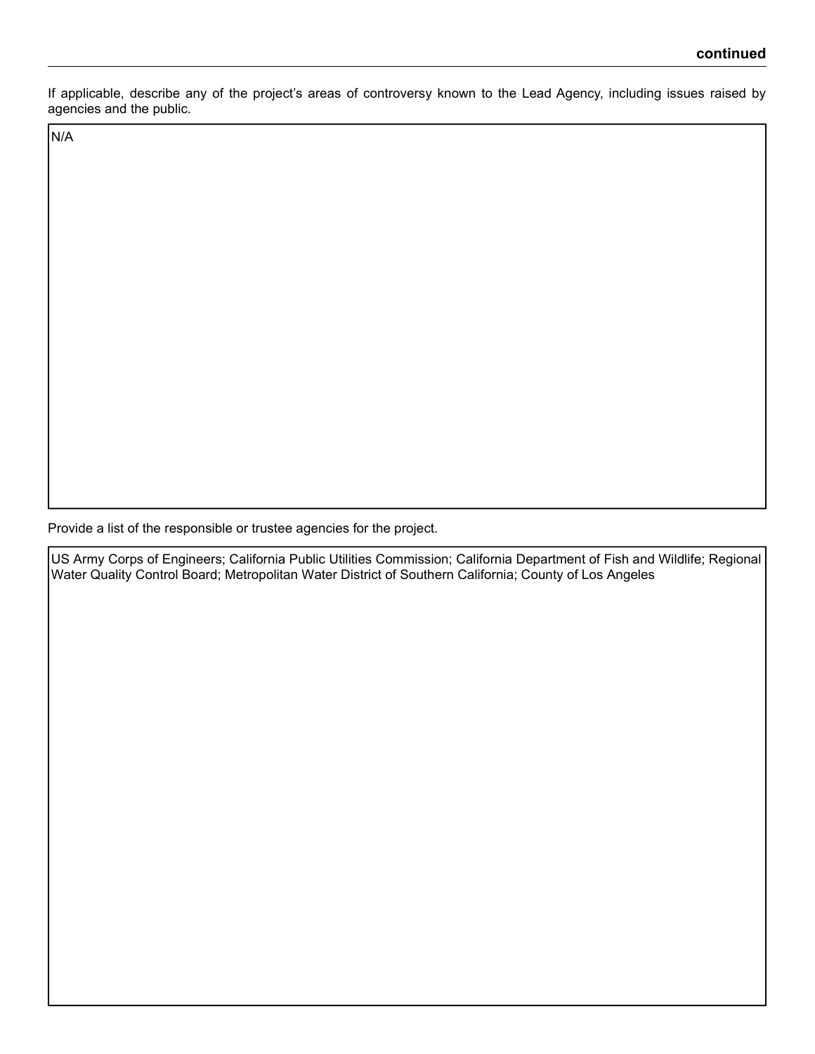**continued**

If applicable, describe any of the project's areas of controversy known to the Lead Agency, including issues raised by agencies and the public.

N/A

Provide a list of the responsible or trustee agencies for the project.

US Army Corps of Engineers; California Public Utilities Commission; California Department of Fish and Wildlife; Regional Water Quality Control Board; Metropolitan Water District of Southern California; County of Los Angeles